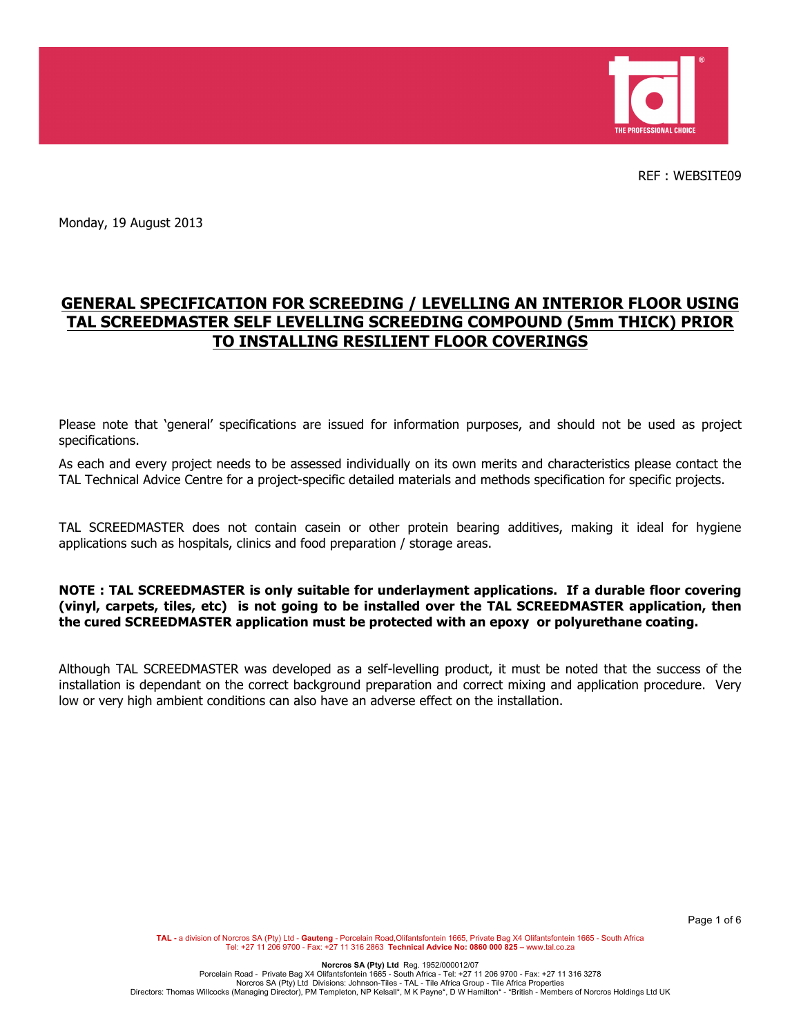REF : WEBSITE09

Monday, 19 August 2013

# GENERAL SPECIFICATION FOR SCREEDING / LEVELLING AN INTERIOR FLOOR USING TAL SCREEDMASTER SELF LEVELLING SCREEDING COMPOUND (5mm THICK) PRIOR TO INSTALLING RESILIENT FLOOR COVERINGS

Please note that 'general' specifications are issued for information purposes, and should not be used as project specifications.

As each and every project needs to be assessed individually on its own merits and characteristics please contact the TAL Technical Advice Centre for a project-specific detailed materials and methods specification for specific projects.

TAL SCREEDMASTER does not contain casein or other protein bearing additives, making it ideal for hygiene applications such as hospitals, clinics and food preparation / storage areas.

**NOTE : TAL SCREEDMASTER is only suitable for underlayment applications. If a durable floor covering (vinyl, carpets, tiles, etc) is not going to be installed over the TAL SCREEDMASTER application, then the cured SCREEDMASTER application must be protected with an epoxy or polyurethane coating.**

Although TAL SCREEDMASTER was developed as a self-levelling product, it must be noted that the success of the installation is dependant on the correct background preparation and correct mixing and application procedure. Very low or very high ambient conditions can also have an adverse effect on the installation.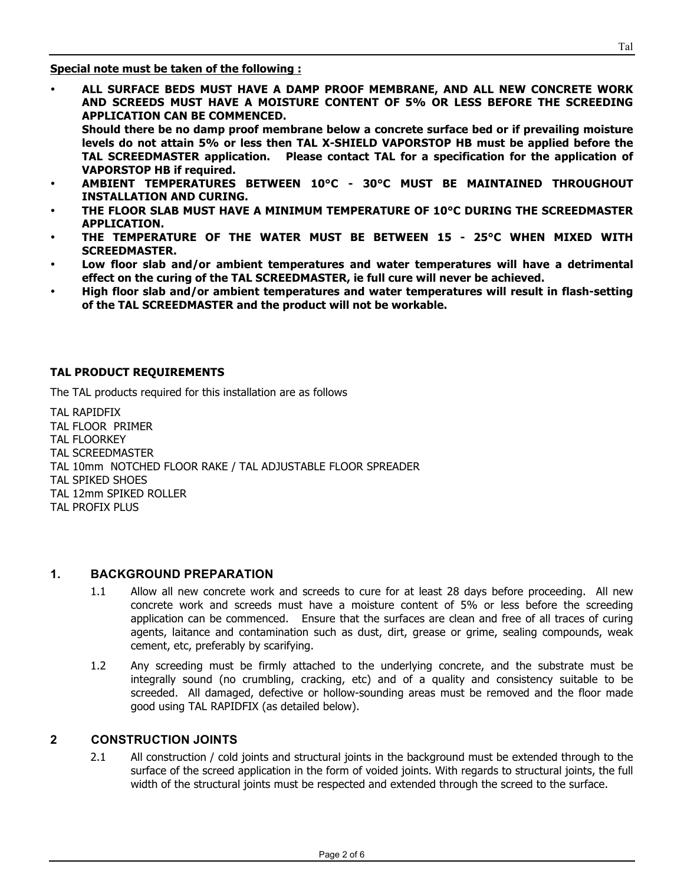**Special note must be taken of the following :**

- **ALL SURFACE BEDS MUST HAVE A DAMP PROOF MEMBRANE, AND ALL NEW CONCRETE WORK AND SCREEDS MUST HAVE A MOISTURE CONTENT OF 5% OR LESS BEFORE THE SCREEDING APPLICATION CAN BE COMMENCED.**
  **Should there be no damp proof membrane below a concrete surface bed or if prevailing moisture levels do not attain 5% or less then TAL X-SHIELD VAPORSTOP HB must be applied before the TAL SCREEDMASTER application. Please contact TAL for a specification for the application of VAPORSTOP HB if required.**
- **AMBIENT TEMPERATURES BETWEEN 10°C - 30°C MUST BE MAINTAINED THROUGHOUT INSTALLATION AND CURING.**
- **THE FLOOR SLAB MUST HAVE A MINIMUM TEMPERATURE OF 10°C DURING THE SCREEDMASTER APPLICATION.**
- **THE TEMPERATURE OF THE WATER MUST BE BETWEEN 15 - 25°C WHEN MIXED WITH SCREEDMASTER.**
- **Low floor slab and/or ambient temperatures and water temperatures will have a detrimental effect on the curing of the TAL SCREEDMASTER, ie full cure will never be achieved.**
- **High floor slab and/or ambient temperatures and water temperatures will result in flash-setting of the TAL SCREEDMASTER and the product will not be workable.**

**TAL PRODUCT REQUIREMENTS**

The TAL products required for this installation are as follows

TAL RAPIDFIX
TAL FLOOR PRIMER
TAL FLOORKEY
TAL SCREEDMASTER
TAL 10mm NOTCHED FLOOR RAKE / TAL ADJUSTABLE FLOOR SPREADER
TAL SPIKED SHOES
TAL 12mm SPIKED ROLLER
TAL PROFIX PLUS

## 1. BACKGROUND PREPARATION

1.1 Allow all new concrete work and screeds to cure for at least 28 days before proceeding. All new concrete work and screeds must have a moisture content of 5% or less before the screeding application can be commenced. Ensure that the surfaces are clean and free of all traces of curing agents, laitance and contamination such as dust, dirt, grease or grime, sealing compounds, weak cement, etc, preferably by scarifying.

1.2 Any screeding must be firmly attached to the underlying concrete, and the substrate must be integrally sound (no crumbling, cracking, etc) and of a quality and consistency suitable to be screeded. All damaged, defective or hollow-sounding areas must be removed and the floor made good using TAL RAPIDFIX (as detailed below).

## 2 CONSTRUCTION JOINTS

2.1 All construction / cold joints and structural joints in the background must be extended through to the surface of the screed application in the form of voided joints. With regards to structural joints, the full width of the structural joints must be respected and extended through the screed to the surface.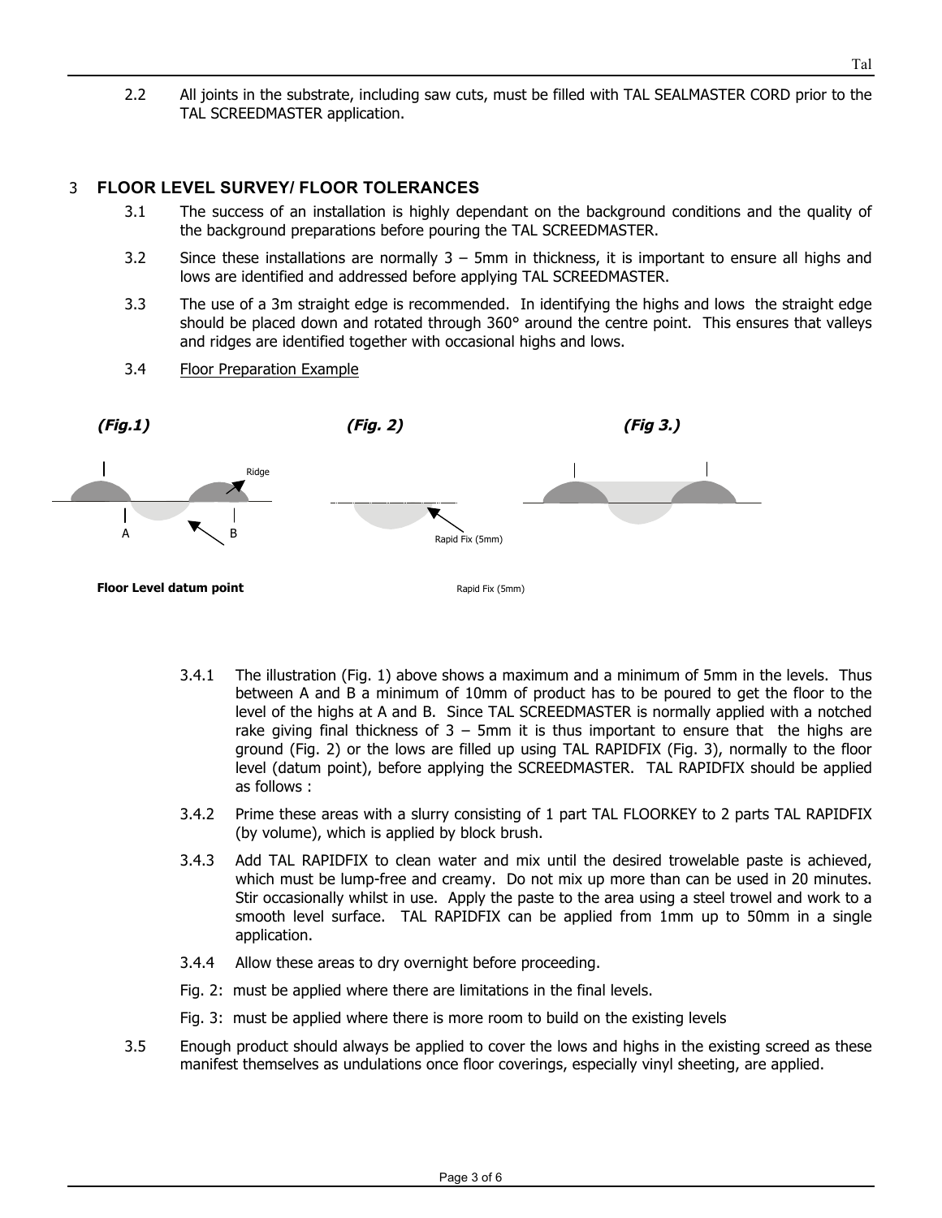2.2 All joints in the substrate, including saw cuts, must be filled with TAL SEALMASTER CORD prior to the TAL SCREEDMASTER application.

## 3 FLOOR LEVEL SURVEY/ FLOOR TOLERANCES

3.1 The success of an installation is highly dependant on the background conditions and the quality of the background preparations before pouring the TAL SCREEDMASTER.

3.2 Since these installations are normally 3 – 5mm in thickness, it is important to ensure all highs and lows are identified and addressed before applying TAL SCREEDMASTER.

3.3 The use of a 3m straight edge is recommended. In identifying the highs and lows the straight edge should be placed down and rotated through 360° around the centre point. This ensures that valleys and ridges are identified together with occasional highs and lows.

3.4 Floor Preparation Example

***(Fig.1)*** ***(Fig. 2)*** ***(Fig 3.)***

Ridge

A B

Rapid Fix (5mm)

**Floor Level datum point**

Rapid Fix (5mm)

3.4.1 The illustration (Fig. 1) above shows a maximum and a minimum of 5mm in the levels. Thus between A and B a minimum of 10mm of product has to be poured to get the floor to the level of the highs at A and B. Since TAL SCREEDMASTER is normally applied with a notched rake giving final thickness of 3 – 5mm it is thus important to ensure that the highs are ground (Fig. 2) or the lows are filled up using TAL RAPIDFIX (Fig. 3), normally to the floor level (datum point), before applying the SCREEDMASTER. TAL RAPIDFIX should be applied as follows :

3.4.2 Prime these areas with a slurry consisting of 1 part TAL FLOORKEY to 2 parts TAL RAPIDFIX (by volume), which is applied by block brush.

3.4.3 Add TAL RAPIDFIX to clean water and mix until the desired trowelable paste is achieved, which must be lump-free and creamy. Do not mix up more than can be used in 20 minutes. Stir occasionally whilst in use. Apply the paste to the area using a steel trowel and work to a smooth level surface. TAL RAPIDFIX can be applied from 1mm up to 50mm in a single application.

3.4.4 Allow these areas to dry overnight before proceeding.

Fig. 2: must be applied where there are limitations in the final levels.

Fig. 3: must be applied where there is more room to build on the existing levels

3.5 Enough product should always be applied to cover the lows and highs in the existing screed as these manifest themselves as undulations once floor coverings, especially vinyl sheeting, are applied.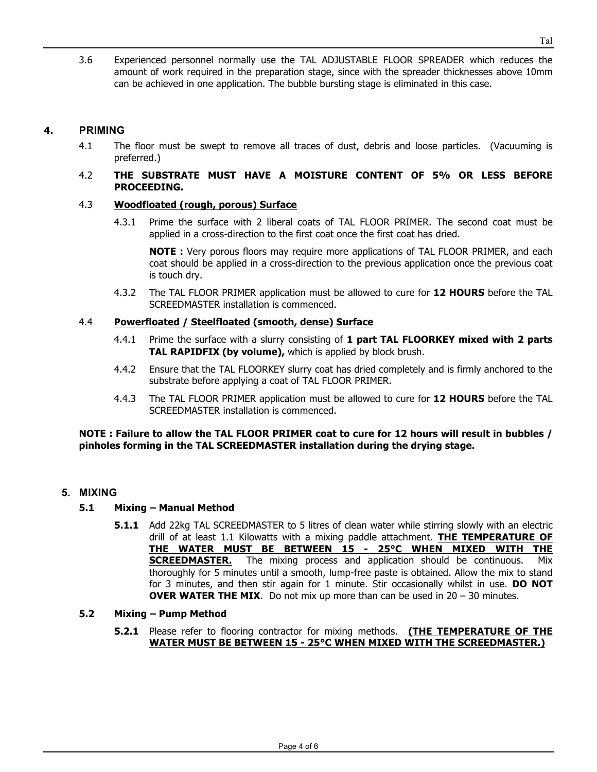3.6 Experienced personnel normally use the TAL ADJUSTABLE FLOOR SPREADER which reduces the amount of work required in the preparation stage, since with the spreader thicknesses above 10mm can be achieved in one application. The bubble bursting stage is eliminated in this case.

## 4. PRIMING

4.1 The floor must be swept to remove all traces of dust, debris and loose particles. (Vacuuming is preferred.)

4.2 **THE SUBSTRATE MUST HAVE A MOISTURE CONTENT OF 5% OR LESS BEFORE PROCEEDING.**

4.3 **<u>Woodfloated (rough, porous) Surface</u>**

4.3.1 Prime the surface with 2 liberal coats of TAL FLOOR PRIMER. The second coat must be applied in a cross-direction to the first coat once the first coat has dried.

**NOTE :** Very porous floors may require more applications of TAL FLOOR PRIMER, and each coat should be applied in a cross-direction to the previous application once the previous coat is touch dry.

4.3.2 The TAL FLOOR PRIMER application must be allowed to cure for **12 HOURS** before the TAL SCREEDMASTER installation is commenced.

4.4 **<u>Powerfloated / Steelfloated (smooth, dense) Surface</u>**

4.4.1 Prime the surface with a slurry consisting of **1 part TAL FLOORKEY mixed with 2 parts TAL RAPIDFIX (by volume),** which is applied by block brush.

4.4.2 Ensure that the TAL FLOORKEY slurry coat has dried completely and is firmly anchored to the substrate before applying a coat of TAL FLOOR PRIMER.

4.4.3 The TAL FLOOR PRIMER application must be allowed to cure for **12 HOURS** before the TAL SCREEDMASTER installation is commenced.

**NOTE : Failure to allow the TAL FLOOR PRIMER coat to cure for 12 hours will result in bubbles / pinholes forming in the TAL SCREEDMASTER installation during the drying stage.**

## 5. MIXING

### 5.1 Mixing – Manual Method

**5.1.1** Add 22kg TAL SCREEDMASTER to 5 litres of clean water while stirring slowly with an electric drill of at least 1.1 Kilowatts with a mixing paddle attachment. **<u>THE TEMPERATURE OF THE WATER MUST BE BETWEEN 15 - 25°C WHEN MIXED WITH THE SCREEDMASTER.</u>** The mixing process and application should be continuous. Mix thoroughly for 5 minutes until a smooth, lump-free paste is obtained. Allow the mix to stand for 3 minutes, and then stir again for 1 minute. Stir occasionally whilst in use. **DO NOT OVER WATER THE MIX**. Do not mix up more than can be used in 20 – 30 minutes.

### 5.2 Mixing – Pump Method

**5.2.1** Please refer to flooring contractor for mixing methods. **<u>(THE TEMPERATURE OF THE WATER MUST BE BETWEEN 15 - 25°C WHEN MIXED WITH THE SCREEDMASTER.)</u>**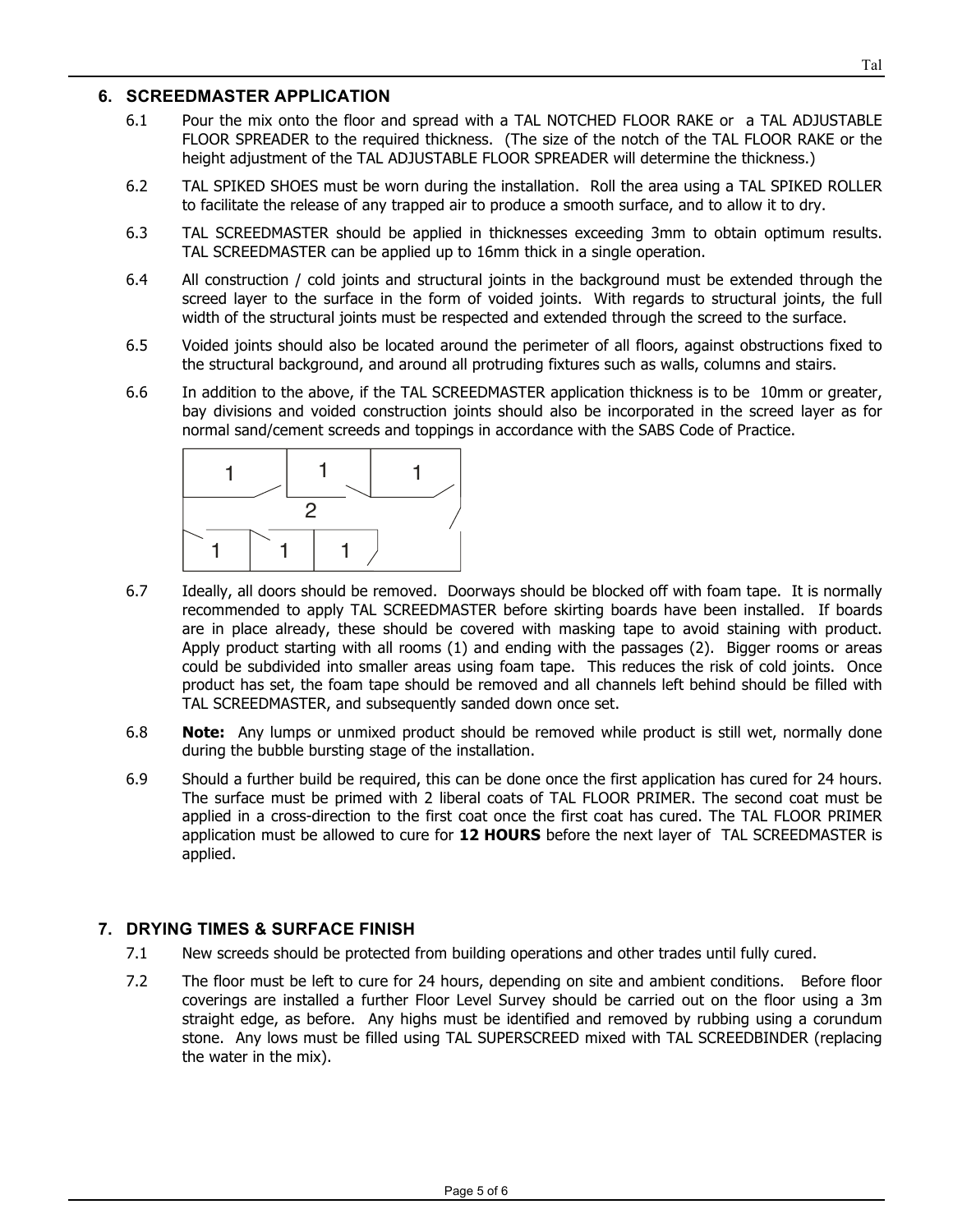## 6. SCREEDMASTER APPLICATION

6.1 Pour the mix onto the floor and spread with a TAL NOTCHED FLOOR RAKE or a TAL ADJUSTABLE FLOOR SPREADER to the required thickness. (The size of the notch of the TAL FLOOR RAKE or the height adjustment of the TAL ADJUSTABLE FLOOR SPREADER will determine the thickness.)

6.2 TAL SPIKED SHOES must be worn during the installation. Roll the area using a TAL SPIKED ROLLER to facilitate the release of any trapped air to produce a smooth surface, and to allow it to dry.

6.3 TAL SCREEDMASTER should be applied in thicknesses exceeding 3mm to obtain optimum results. TAL SCREEDMASTER can be applied up to 16mm thick in a single operation.

6.4 All construction / cold joints and structural joints in the background must be extended through the screed layer to the surface in the form of voided joints. With regards to structural joints, the full width of the structural joints must be respected and extended through the screed to the surface.

6.5 Voided joints should also be located around the perimeter of all floors, against obstructions fixed to the structural background, and around all protruding fixtures such as walls, columns and stairs.

6.6 In addition to the above, if the TAL SCREEDMASTER application thickness is to be 10mm or greater, bay divisions and voided construction joints should also be incorporated in the screed layer as for normal sand/cement screeds and toppings in accordance with the SABS Code of Practice.

6.7 Ideally, all doors should be removed. Doorways should be blocked off with foam tape. It is normally recommended to apply TAL SCREEDMASTER before skirting boards have been installed. If boards are in place already, these should be covered with masking tape to avoid staining with product. Apply product starting with all rooms (1) and ending with the passages (2). Bigger rooms or areas could be subdivided into smaller areas using foam tape. This reduces the risk of cold joints. Once product has set, the foam tape should be removed and all channels left behind should be filled with TAL SCREEDMASTER, and subsequently sanded down once set.

6.8 **Note:** Any lumps or unmixed product should be removed while product is still wet, normally done during the bubble bursting stage of the installation.

6.9 Should a further build be required, this can be done once the first application has cured for 24 hours. The surface must be primed with 2 liberal coats of TAL FLOOR PRIMER. The second coat must be applied in a cross-direction to the first coat once the first coat has cured. The TAL FLOOR PRIMER application must be allowed to cure for **12 HOURS** before the next layer of TAL SCREEDMASTER is applied.

## 7. DRYING TIMES & SURFACE FINISH

7.1 New screeds should be protected from building operations and other trades until fully cured.

7.2 The floor must be left to cure for 24 hours, depending on site and ambient conditions. Before floor coverings are installed a further Floor Level Survey should be carried out on the floor using a 3m straight edge, as before. Any highs must be identified and removed by rubbing using a corundum stone. Any lows must be filled using TAL SUPERSCREED mixed with TAL SCREEDBINDER (replacing the water in the mix).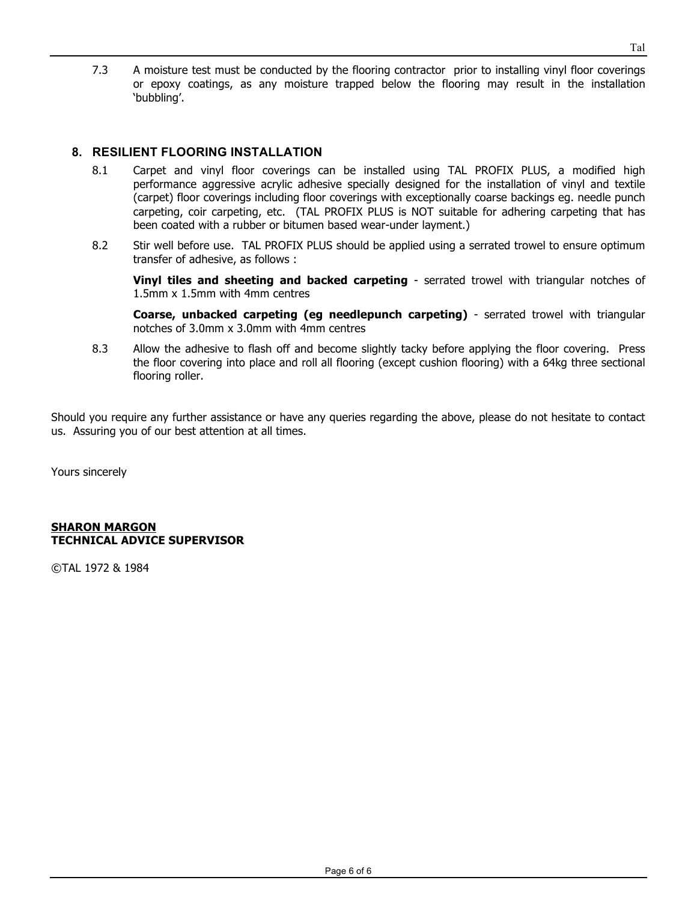7.3 A moisture test must be conducted by the flooring contractor prior to installing vinyl floor coverings or epoxy coatings, as any moisture trapped below the flooring may result in the installation 'bubbling'.

## 8. RESILIENT FLOORING INSTALLATION

8.1 Carpet and vinyl floor coverings can be installed using TAL PROFIX PLUS, a modified high performance aggressive acrylic adhesive specially designed for the installation of vinyl and textile (carpet) floor coverings including floor coverings with exceptionally coarse backings eg. needle punch carpeting, coir carpeting, etc. (TAL PROFIX PLUS is NOT suitable for adhering carpeting that has been coated with a rubber or bitumen based wear-under layment.)

8.2 Stir well before use. TAL PROFIX PLUS should be applied using a serrated trowel to ensure optimum transfer of adhesive, as follows :

**Vinyl tiles and sheeting and backed carpeting** - serrated trowel with triangular notches of 1.5mm x 1.5mm with 4mm centres

**Coarse, unbacked carpeting (eg needlepunch carpeting)** - serrated trowel with triangular notches of 3.0mm x 3.0mm with 4mm centres

8.3 Allow the adhesive to flash off and become slightly tacky before applying the floor covering. Press the floor covering into place and roll all flooring (except cushion flooring) with a 64kg three sectional flooring roller.

Should you require any further assistance or have any queries regarding the above, please do not hesitate to contact us. Assuring you of our best attention at all times.

Yours sincerely

**SHARON MARGON**
**TECHNICAL ADVICE SUPERVISOR**

©TAL 1972 & 1984